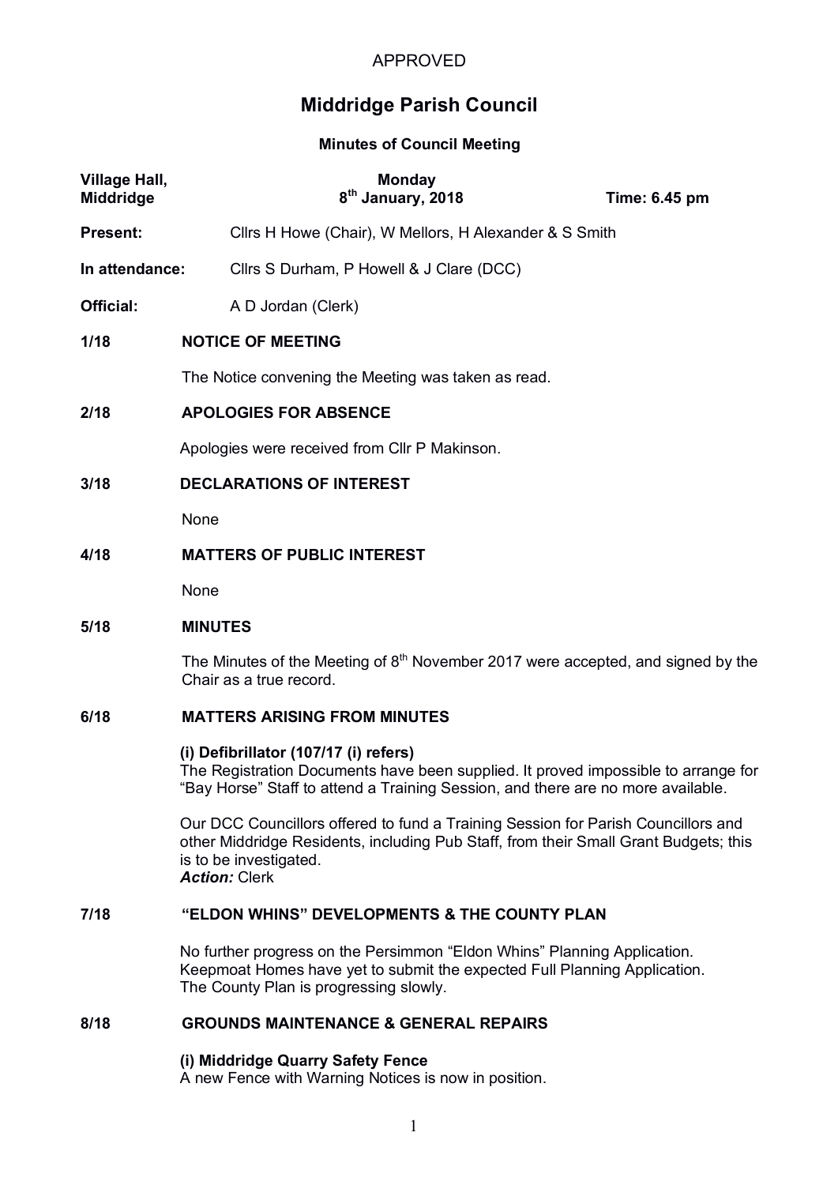APPROVED

# Middridge Parish Council

## Minutes of Council Meeting

| Village Hall, Middridge | Monday 8th January, 2018 | Time: 6.45 pm |
|---|---|---|

**Present:** Cllrs H Howe (Chair), W Mellors, H Alexander & S Smith

**In attendance:** Cllrs S Durham, P Howell & J Clare (DCC)

**Official:** A D Jordan (Clerk)

### 1/18 NOTICE OF MEETING

The Notice convening the Meeting was taken as read.

### 2/18 APOLOGIES FOR ABSENCE

Apologies were received from Cllr P Makinson.

### 3/18 DECLARATIONS OF INTEREST

None

### 4/18 MATTERS OF PUBLIC INTEREST

None

### 5/18 MINUTES

The Minutes of the Meeting of 8th November 2017 were accepted, and signed by the Chair as a true record.

### 6/18 MATTERS ARISING FROM MINUTES

**(i) Defibrillator (107/17 (i) refers)**
The Registration Documents have been supplied. It proved impossible to arrange for "Bay Horse" Staff to attend a Training Session, and there are no more available.

Our DCC Councillors offered to fund a Training Session for Parish Councillors and other Middridge Residents, including Pub Staff, from their Small Grant Budgets; this is to be investigated.
***Action:*** Clerk

### 7/18 "ELDON WHINS" DEVELOPMENTS & THE COUNTY PLAN

No further progress on the Persimmon "Eldon Whins" Planning Application.
Keepmoat Homes have yet to submit the expected Full Planning Application.
The County Plan is progressing slowly.

### 8/18 GROUNDS MAINTENANCE & GENERAL REPAIRS

**(i) Middridge Quarry Safety Fence**
A new Fence with Warning Notices is now in position.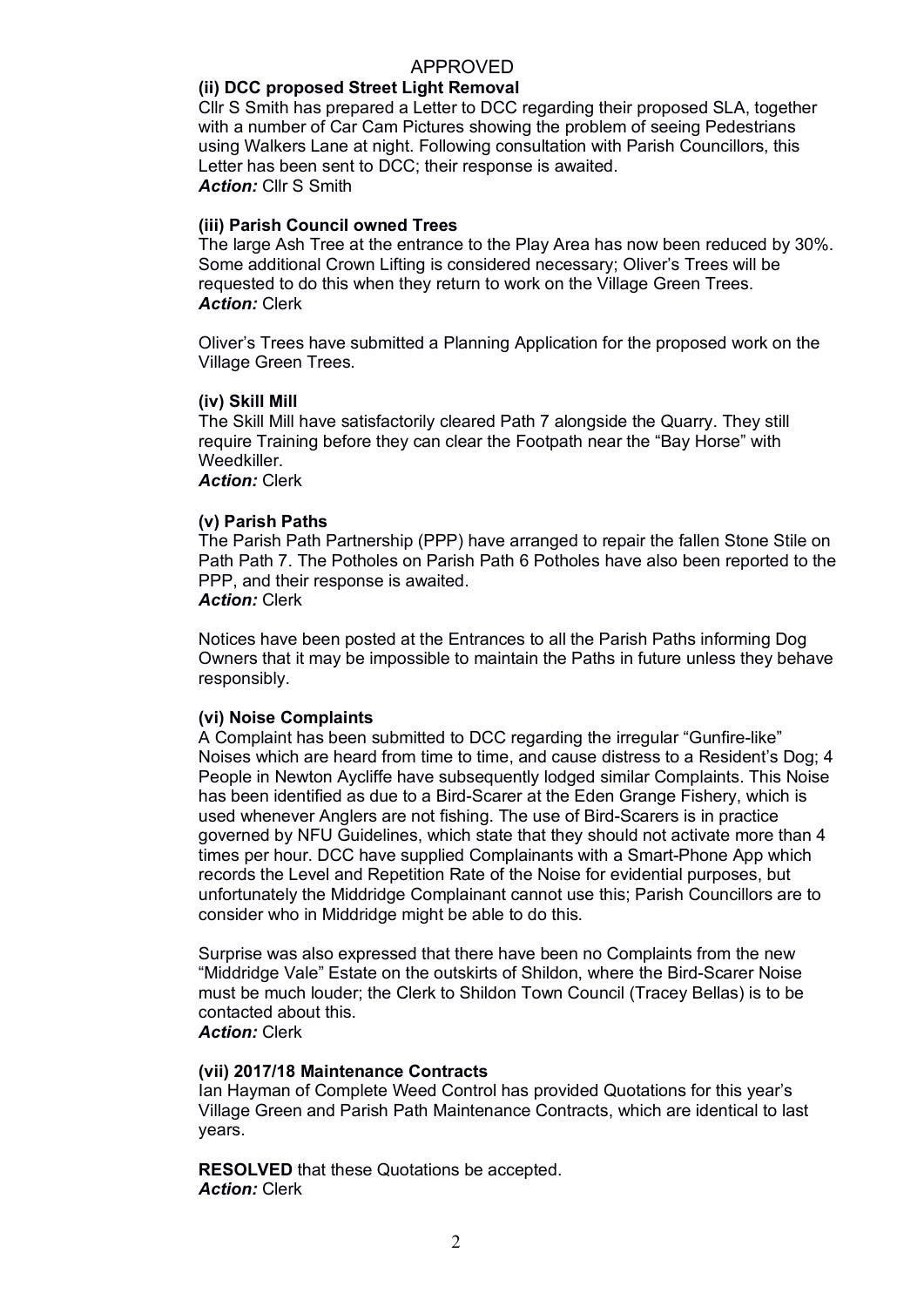APPROVED

**(ii) DCC proposed Street Light Removal**

Cllr S Smith has prepared a Letter to DCC regarding their proposed SLA, together with a number of Car Cam Pictures showing the problem of seeing Pedestrians using Walkers Lane at night. Following consultation with Parish Councillors, this Letter has been sent to DCC; their response is awaited.
***Action:*** Cllr S Smith

**(iii) Parish Council owned Trees**

The large Ash Tree at the entrance to the Play Area has now been reduced by 30%. Some additional Crown Lifting is considered necessary; Oliver's Trees will be requested to do this when they return to work on the Village Green Trees.
***Action:*** Clerk

Oliver's Trees have submitted a Planning Application for the proposed work on the Village Green Trees.

**(iv) Skill Mill**

The Skill Mill have satisfactorily cleared Path 7 alongside the Quarry. They still require Training before they can clear the Footpath near the "Bay Horse" with Weedkiller.
***Action:*** Clerk

**(v) Parish Paths**

The Parish Path Partnership (PPP) have arranged to repair the fallen Stone Stile on Path Path 7. The Potholes on Parish Path 6 Potholes have also been reported to the PPP, and their response is awaited.
***Action:*** Clerk

Notices have been posted at the Entrances to all the Parish Paths informing Dog Owners that it may be impossible to maintain the Paths in future unless they behave responsibly.

**(vi) Noise Complaints**

A Complaint has been submitted to DCC regarding the irregular "Gunfire-like" Noises which are heard from time to time, and cause distress to a Resident's Dog; 4 People in Newton Aycliffe have subsequently lodged similar Complaints. This Noise has been identified as due to a Bird-Scarer at the Eden Grange Fishery, which is used whenever Anglers are not fishing. The use of Bird-Scarers is in practice governed by NFU Guidelines, which state that they should not activate more than 4 times per hour. DCC have supplied Complainants with a Smart-Phone App which records the Level and Repetition Rate of the Noise for evidential purposes, but unfortunately the Middridge Complainant cannot use this; Parish Councillors are to consider who in Middridge might be able to do this.

Surprise was also expressed that there have been no Complaints from the new "Middridge Vale" Estate on the outskirts of Shildon, where the Bird-Scarer Noise must be much louder; the Clerk to Shildon Town Council (Tracey Bellas) is to be contacted about this.
***Action:*** Clerk

**(vii) 2017/18 Maintenance Contracts**

Ian Hayman of Complete Weed Control has provided Quotations for this year's Village Green and Parish Path Maintenance Contracts, which are identical to last years.

**RESOLVED** that these Quotations be accepted.
***Action:*** Clerk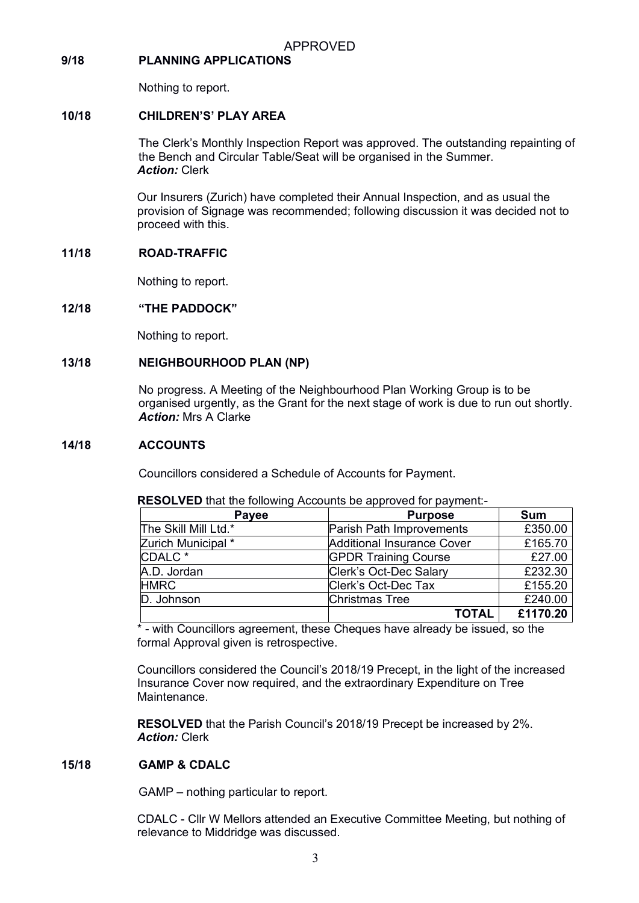APPROVED

**9/18 PLANNING APPLICATIONS**

Nothing to report.

**10/18 CHILDREN'S' PLAY AREA**

The Clerk's Monthly Inspection Report was approved. The outstanding repainting of the Bench and Circular Table/Seat will be organised in the Summer.
***Action:*** Clerk

Our Insurers (Zurich) have completed their Annual Inspection, and as usual the provision of Signage was recommended; following discussion it was decided not to proceed with this.

**11/18 ROAD-TRAFFIC**

Nothing to report.

**12/18 "THE PADDOCK"**

Nothing to report.

**13/18 NEIGHBOURHOOD PLAN (NP)**

No progress. A Meeting of the Neighbourhood Plan Working Group is to be organised urgently, as the Grant for the next stage of work is due to run out shortly.
***Action:*** Mrs A Clarke

**14/18 ACCOUNTS**

Councillors considered a Schedule of Accounts for Payment.

**RESOLVED** that the following Accounts be approved for payment:-

| Payee | Purpose | Sum |
|---|---|---|
| The Skill Mill Ltd.* | Parish Path Improvements | £350.00 |
| Zurich Municipal * | Additional Insurance Cover | £165.70 |
| CDALC * | GPDR Training Course | £27.00 |
| A.D. Jordan | Clerk's Oct-Dec Salary | £232.30 |
| HMRC | Clerk's Oct-Dec Tax | £155.20 |
| D. Johnson | Christmas Tree | £240.00 |
| | **TOTAL** | **£1170.20** |

* - with Councillors agreement, these Cheques have already be issued, so the formal Approval given is retrospective.

Councillors considered the Council's 2018/19 Precept, in the light of the increased Insurance Cover now required, and the extraordinary Expenditure on Tree Maintenance.

**RESOLVED** that the Parish Council's 2018/19 Precept be increased by 2%.
***Action:*** Clerk

**15/18 GAMP & CDALC**

GAMP – nothing particular to report.

CDALC - Cllr W Mellors attended an Executive Committee Meeting, but nothing of relevance to Middridge was discussed.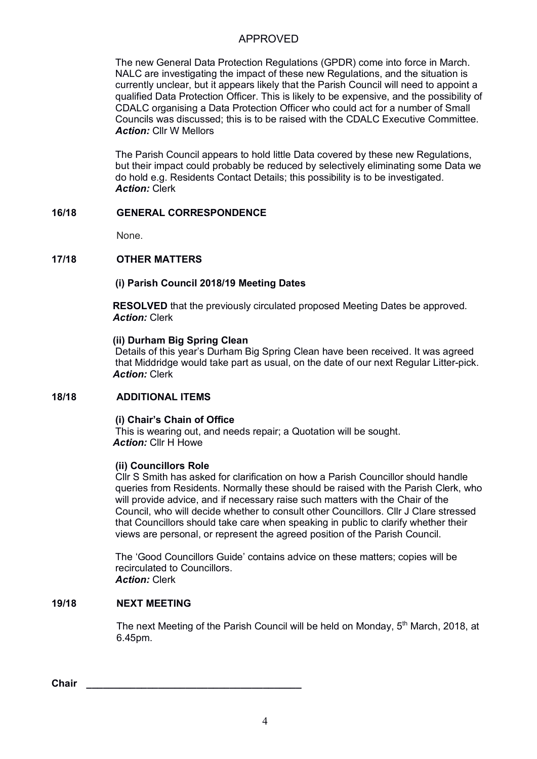APPROVED

The new General Data Protection Regulations (GPDR) come into force in March. NALC are investigating the impact of these new Regulations, and the situation is currently unclear, but it appears likely that the Parish Council will need to appoint a qualified Data Protection Officer. This is likely to be expensive, and the possibility of CDALC organising a Data Protection Officer who could act for a number of Small Councils was discussed; this is to be raised with the CDALC Executive Committee.
***Action:*** Cllr W Mellors

The Parish Council appears to hold little Data covered by these new Regulations, but their impact could probably be reduced by selectively eliminating some Data we do hold e.g. Residents Contact Details; this possibility is to be investigated.
***Action:*** Clerk

**16/18 GENERAL CORRESPONDENCE**

None.

**17/18 OTHER MATTERS**

**(i) Parish Council 2018/19 Meeting Dates**

**RESOLVED** that the previously circulated proposed Meeting Dates be approved.
***Action:*** Clerk

**(ii) Durham Big Spring Clean**
Details of this year's Durham Big Spring Clean have been received. It was agreed that Middridge would take part as usual, on the date of our next Regular Litter-pick.
***Action:*** Clerk

**18/18 ADDITIONAL ITEMS**

**(i) Chair's Chain of Office**
This is wearing out, and needs repair; a Quotation will be sought.
***Action:*** Cllr H Howe

**(ii) Councillors Role**
Cllr S Smith has asked for clarification on how a Parish Councillor should handle queries from Residents. Normally these should be raised with the Parish Clerk, who will provide advice, and if necessary raise such matters with the Chair of the Council, who will decide whether to consult other Councillors. Cllr J Clare stressed that Councillors should take care when speaking in public to clarify whether their views are personal, or represent the agreed position of the Parish Council.

The 'Good Councillors Guide' contains advice on these matters; copies will be recirculated to Councillors.
***Action:*** Clerk

**19/18 NEXT MEETING**

The next Meeting of the Parish Council will be held on Monday, 5th March, 2018, at 6.45pm.

**Chair** \_\_\_\_\_\_\_\_\_\_\_\_\_\_\_\_\_\_\_\_\_\_\_\_\_\_\_\_\_\_\_\_\_\_\_\_\_\_\_\_